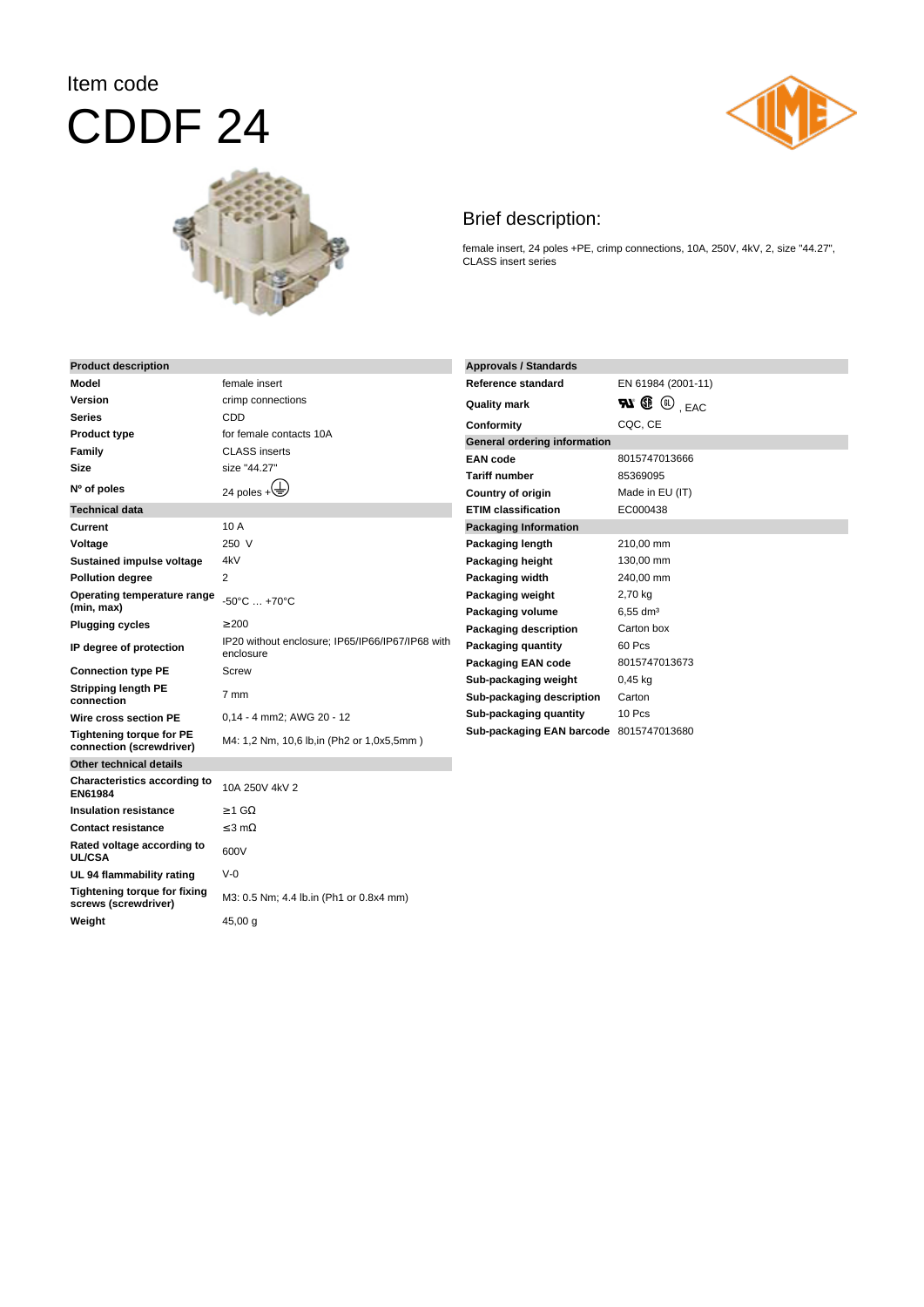Item code

# CDDF 24

## Brief description:

female insert, 24 poles +PE, crimp connections, 10A, 250V, 4kV, 2, size "44.27", CLASS insert series

| Product description | |
|---|---|
| **Model** | female insert |
| **Version** | crimp connections |
| **Series** | CDD |
| **Product type** | for female contacts 10A |
| **Family** | CLASS inserts |
| **Size** | size "44.27" |
| **Nº of poles** | 24 poles +⏚ |
| **Technical data** | |
| **Current** | 10 A |
| **Voltage** | 250 V |
| **Sustained impulse voltage** | 4kV |
| **Pollution degree** | 2 |
| **Operating temperature range (min, max)** | -50°C … +70°C |
| **Plugging cycles** | ≥200 |
| **IP degree of protection** | IP20 without enclosure; IP65/IP66/IP67/IP68 with enclosure |
| **Connection type PE** | Screw |
| **Stripping length PE connection** | 7 mm |
| **Wire cross section PE** | 0,14 - 4 mm2; AWG 20 - 12 |
| **Tightening torque for PE connection (screwdriver)** | M4: 1,2 Nm, 10,6 lb,in (Ph2 or 1,0x5,5mm ) |
| **Other technical details** | |
| **Characteristics according to EN61984** | 10A 250V 4kV 2 |
| **Insulation resistance** | ≥1 GΩ |
| **Contact resistance** | ≤3 mΩ |
| **Rated voltage according to UL/CSA** | 600V |
| **UL 94 flammability rating** | V-0 |
| **Tightening torque for fixing screws (screwdriver)** | M3: 0.5 Nm; 4.4 lb.in (Ph1 or 0.8x4 mm) |
| **Weight** | 45,00 g |

| Approvals / Standards | |
|---|---|
| **Reference standard** | EN 61984 (2001-11) |
| **Quality mark** | UR, CSA, UL, EAC |
| **Conformity** | CQC, CE |
| **General ordering information** | |
| **EAN code** | 8015747013666 |
| **Tariff number** | 85369095 |
| **Country of origin** | Made in EU (IT) |
| **ETIM classification** | EC000438 |
| **Packaging Information** | |
| **Packaging length** | 210,00 mm |
| **Packaging height** | 130,00 mm |
| **Packaging width** | 240,00 mm |
| **Packaging weight** | 2,70 kg |
| **Packaging volume** | 6,55 dm³ |
| **Packaging description** | Carton box |
| **Packaging quantity** | 60 Pcs |
| **Packaging EAN code** | 8015747013673 |
| **Sub-packaging weight** | 0,45 kg |
| **Sub-packaging description** | Carton |
| **Sub-packaging quantity** | 10 Pcs |
| **Sub-packaging EAN barcode** | 8015747013680 |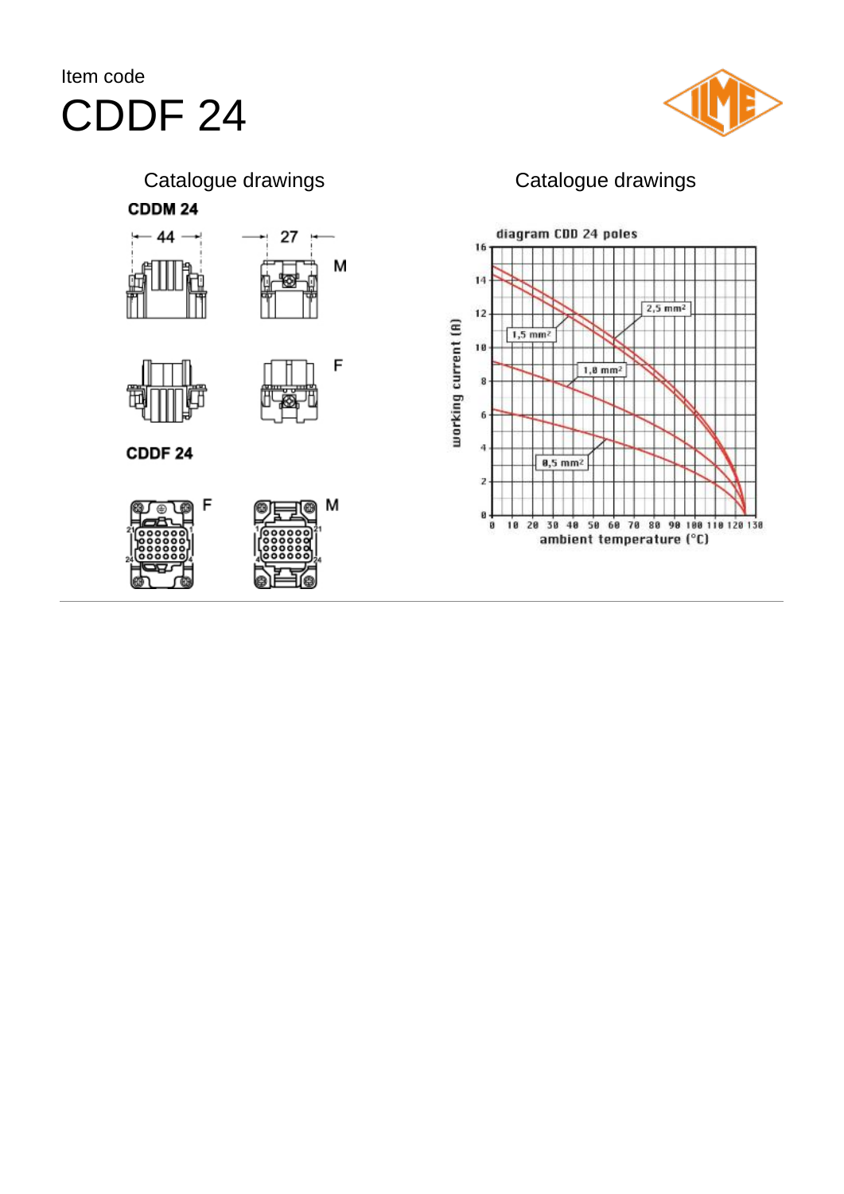Item code

# CDDF 24

## Catalogue drawings

**CDDM 24**

44

27

M

F

**CDDF 24**

F

M

21

1

24

4

## Catalogue drawings

diagram CDD 24 poles

working current (A)

16
14
12
10
8
6
4
2
0

0 10 20 30 40 50 60 70 80 90 100 110 120 130

ambient temperature (°C)

2,5 mm²

1,5 mm²

1,0 mm²

0,5 mm²